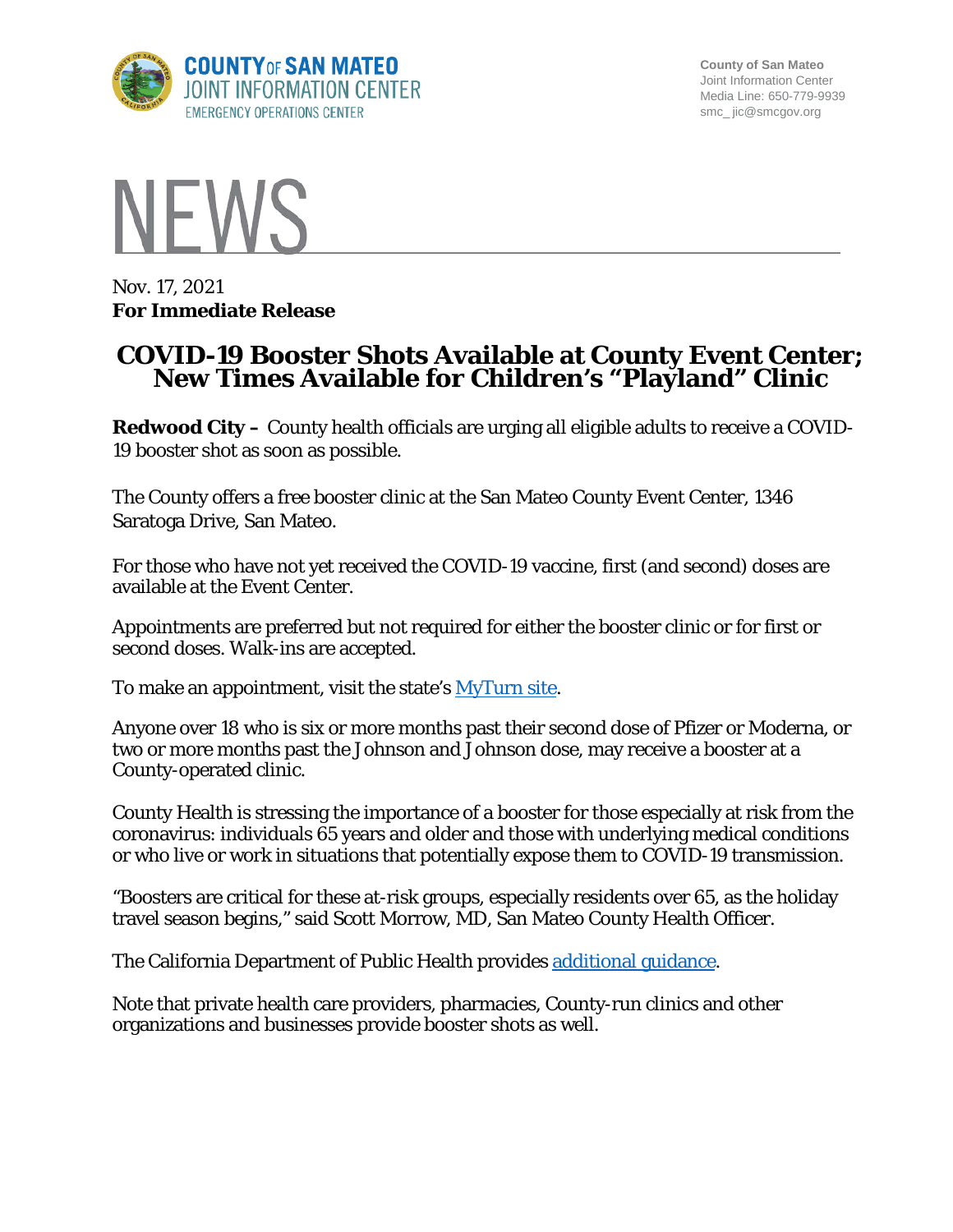COUNTY OF SAN MATEO
JOINT INFORMATION CENTER
EMERGENCY OPERATIONS CENTER

County of San Mateo
Joint Information Center
Media Line: 650-779-9939
smc_ jic@smcgov.org

# NEWS

Nov. 17, 2021
**For Immediate Release**

## COVID-19 Booster Shots Available at County Event Center; New Times Available for Children's "Playland" Clinic

**Redwood City –** County health officials are urging all eligible adults to receive a COVID-19 booster shot as soon as possible.

The County offers a free booster clinic at the San Mateo County Event Center, 1346 Saratoga Drive, San Mateo.

For those who have not yet received the COVID-19 vaccine, first (and second) doses are available at the Event Center.

Appointments are preferred but not required for either the booster clinic or for first or second doses. Walk-ins are accepted.

To make an appointment, visit the state's MyTurn site.

Anyone over 18 who is six or more months past their second dose of Pfizer or Moderna, or two or more months past the Johnson and Johnson dose, may receive a booster at a County-operated clinic.

County Health is stressing the importance of a booster for those especially at risk from the coronavirus: individuals 65 years and older and those with underlying medical conditions or who live or work in situations that potentially expose them to COVID-19 transmission.

"Boosters are critical for these at-risk groups, especially residents over 65, as the holiday travel season begins," said Scott Morrow, MD, San Mateo County Health Officer.

The California Department of Public Health provides additional guidance.

Note that private health care providers, pharmacies, County-run clinics and other organizations and businesses provide booster shots as well.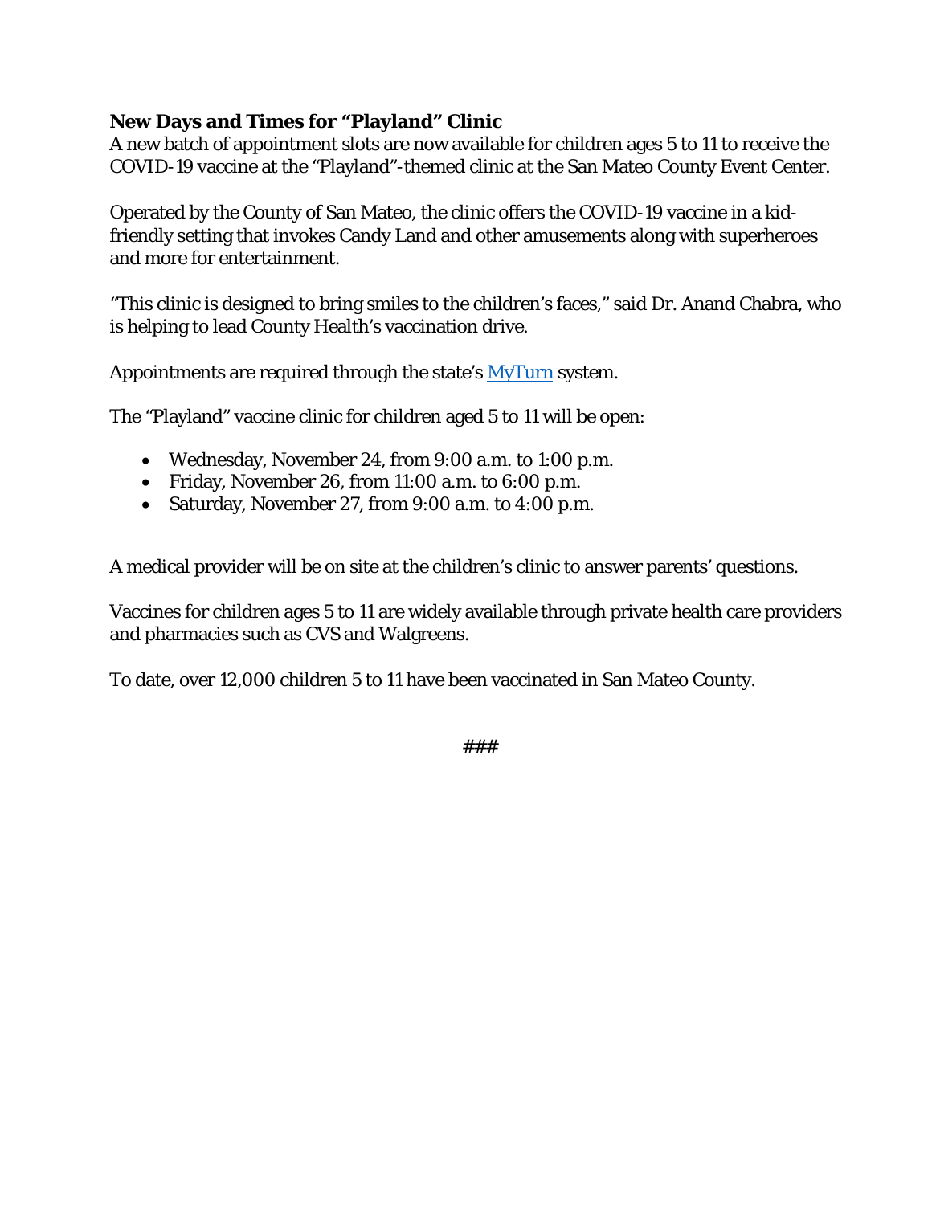**New Days and Times for "Playland" Clinic**

A new batch of appointment slots are now available for children ages 5 to 11 to receive the COVID-19 vaccine at the "Playland"-themed clinic at the San Mateo County Event Center.

Operated by the County of San Mateo, the clinic offers the COVID-19 vaccine in a kid-friendly setting that invokes Candy Land and other amusements along with superheroes and more for entertainment.

"This clinic is designed to bring smiles to the children's faces," said Dr. Anand Chabra, who is helping to lead County Health's vaccination drive.

Appointments are required through the state's [MyTurn] system.

The "Playland" vaccine clinic for children aged 5 to 11 will be open:

- Wednesday, November 24, from 9:00 a.m. to 1:00 p.m.
- Friday, November 26, from 11:00 a.m. to 6:00 p.m.
- Saturday, November 27, from 9:00 a.m. to 4:00 p.m.

A medical provider will be on site at the children's clinic to answer parents' questions.

Vaccines for children ages 5 to 11 are widely available through private health care providers and pharmacies such as CVS and Walgreens.

To date, over 12,000 children 5 to 11 have been vaccinated in San Mateo County.

###